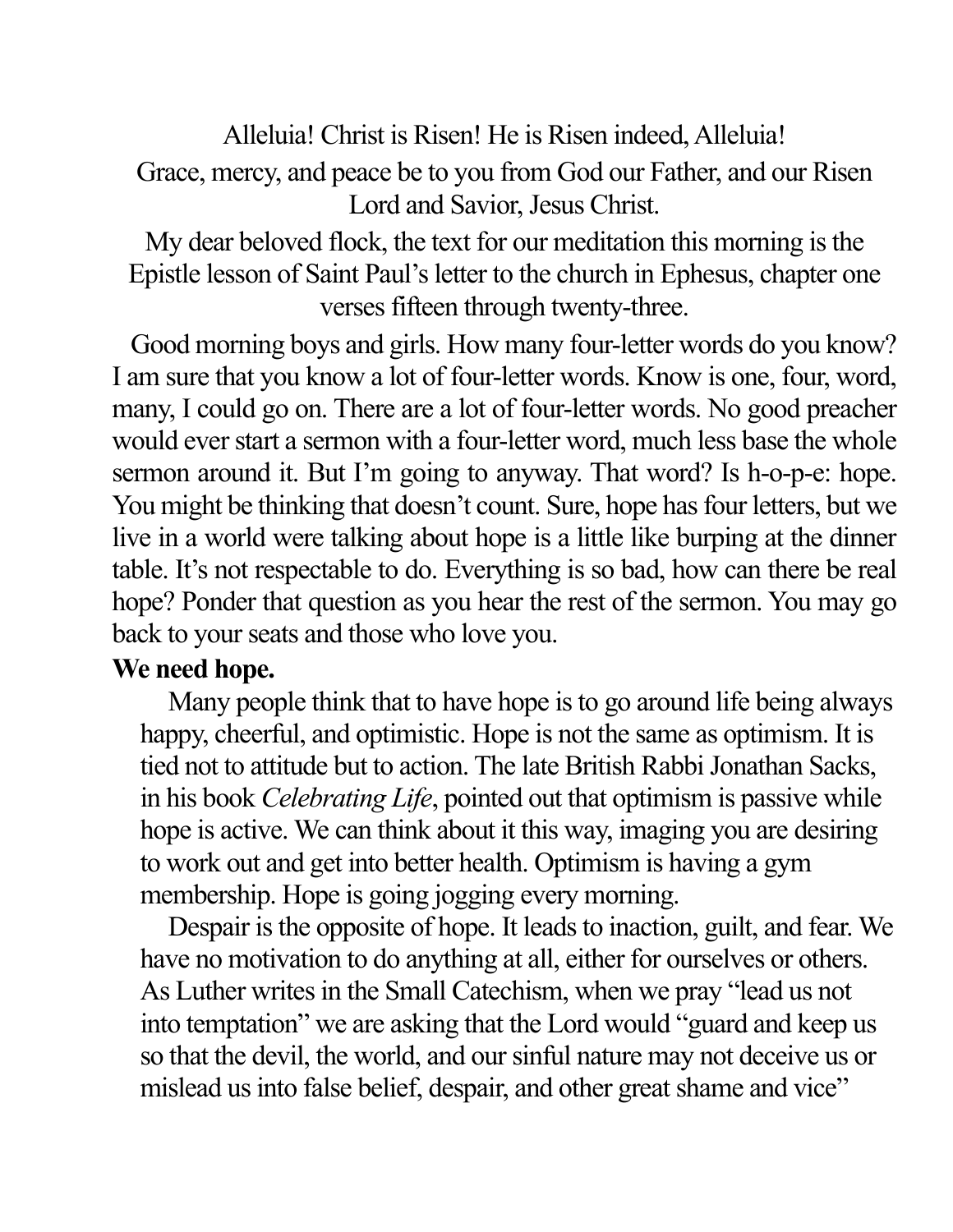Alleluia! Christ is Risen! He is Risen indeed, Alleluia!

Grace, mercy, and peace be to you from God our Father, and our Risen Lord and Savior, Jesus Christ.

My dear beloved flock, the text for our meditation this morning is the Epistle lesson of Saint Paul's letter to the church in Ephesus, chapter one verses fifteen through twenty-three.

Good morning boys and girls. How many four-letter words do you know? I am sure that you know a lot of four-letter words. Know is one, four, word, many, I could go on. There are a lot of four-letter words. No good preacher would ever start a sermon with a four-letter word, much less base the whole sermon around it. But I'm going to anyway. That word? Is h-o-p-e: hope. You might be thinking that doesn't count. Sure, hope has four letters, but we live in a world were talking about hope is a little like burping at the dinner table. It's not respectable to do. Everything is so bad, how can there be real hope? Ponder that question as you hear the rest of the sermon. You may go back to your seats and those who love you.

**We need hope.**

Many people think that to have hope is to go around life being always happy, cheerful, and optimistic. Hope is not the same as optimism. It is tied not to attitude but to action. The late British Rabbi Jonathan Sacks, in his book *Celebrating Life*, pointed out that optimism is passive while hope is active. We can think about it this way, imaging you are desiring to work out and get into better health. Optimism is having a gym membership. Hope is going jogging every morning.

Despair is the opposite of hope. It leads to inaction, guilt, and fear. We have no motivation to do anything at all, either for ourselves or others. As Luther writes in the Small Catechism, when we pray "lead us not into temptation" we are asking that the Lord would "guard and keep us so that the devil, the world, and our sinful nature may not deceive us or mislead us into false belief, despair, and other great shame and vice"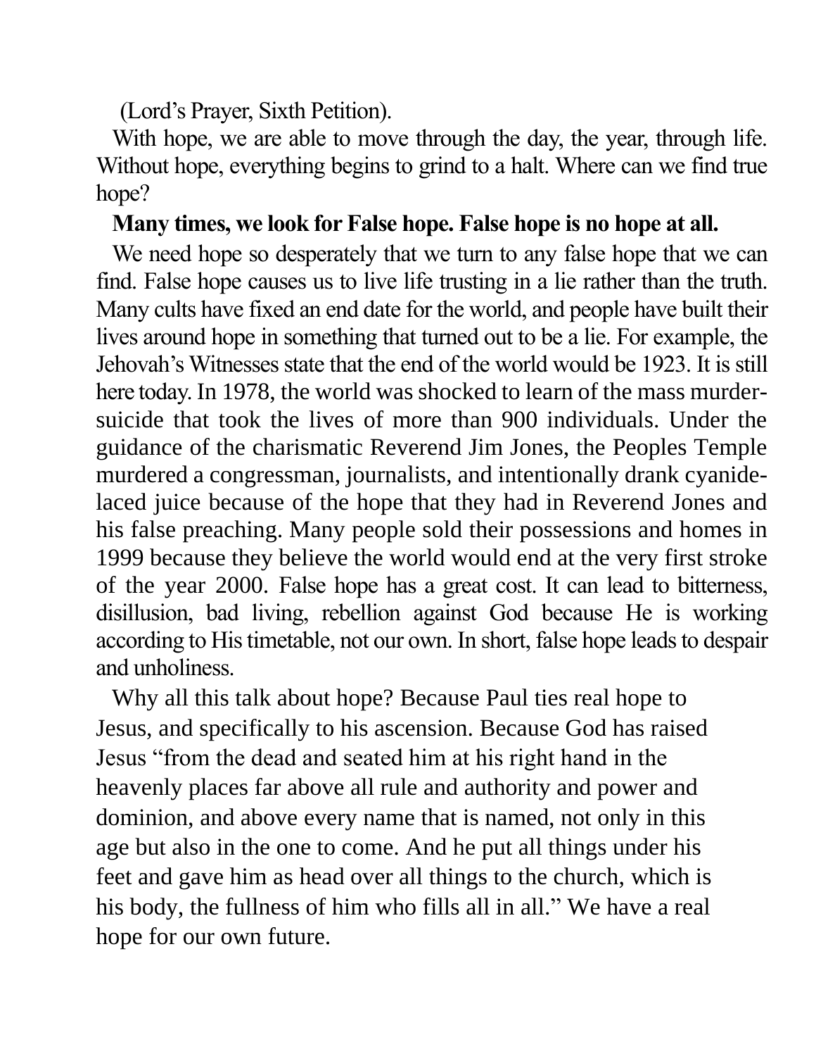(Lord's Prayer, Sixth Petition).

With hope, we are able to move through the day, the year, through life. Without hope, everything begins to grind to a halt. Where can we find true hope?

**Many times, we look for False hope. False hope is no hope at all.**

We need hope so desperately that we turn to any false hope that we can find. False hope causes us to live life trusting in a lie rather than the truth. Many cults have fixed an end date for the world, and people have built their lives around hope in something that turned out to be a lie. For example, the Jehovah's Witnesses state that the end of the world would be 1923. It is still here today. In 1978, the world was shocked to learn of the mass murder-suicide that took the lives of more than 900 individuals. Under the guidance of the charismatic Reverend Jim Jones, the Peoples Temple murdered a congressman, journalists, and intentionally drank cyanide-laced juice because of the hope that they had in Reverend Jones and his false preaching. Many people sold their possessions and homes in 1999 because they believe the world would end at the very first stroke of the year 2000. False hope has a great cost. It can lead to bitterness, disillusion, bad living, rebellion against God because He is working according to His timetable, not our own. In short, false hope leads to despair and unholiness.

Why all this talk about hope? Because Paul ties real hope to Jesus, and specifically to his ascension. Because God has raised Jesus "from the dead and seated him at his right hand in the heavenly places far above all rule and authority and power and dominion, and above every name that is named, not only in this age but also in the one to come. And he put all things under his feet and gave him as head over all things to the church, which is his body, the fullness of him who fills all in all." We have a real hope for our own future.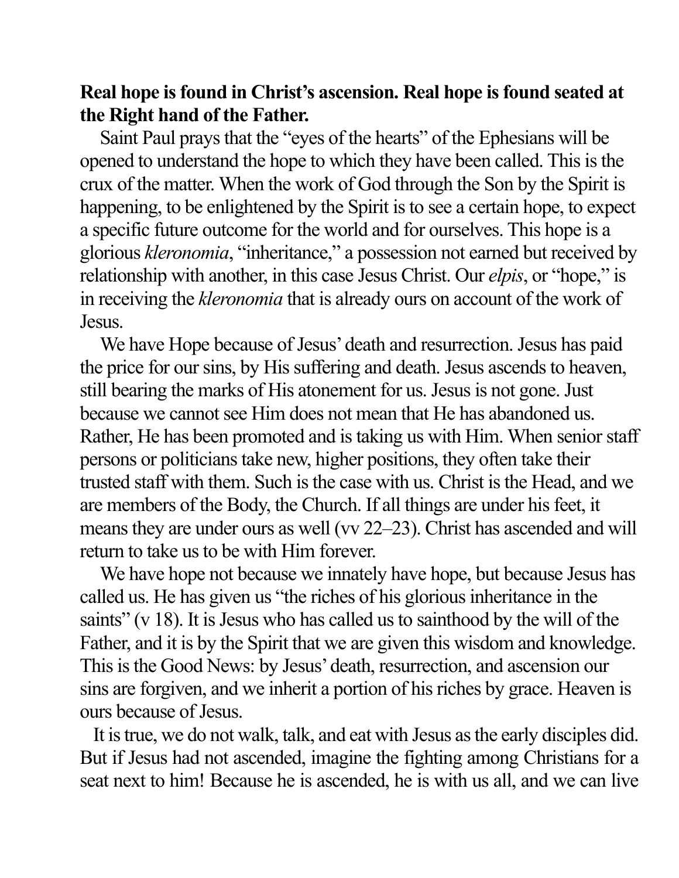**Real hope is found in Christ's ascension. Real hope is found seated at the Right hand of the Father.**

Saint Paul prays that the "eyes of the hearts" of the Ephesians will be opened to understand the hope to which they have been called. This is the crux of the matter. When the work of God through the Son by the Spirit is happening, to be enlightened by the Spirit is to see a certain hope, to expect a specific future outcome for the world and for ourselves. This hope is a glorious *kleronomia*, "inheritance," a possession not earned but received by relationship with another, in this case Jesus Christ. Our *elpis*, or "hope," is in receiving the *kleronomia* that is already ours on account of the work of Jesus.

We have Hope because of Jesus' death and resurrection. Jesus has paid the price for our sins, by His suffering and death. Jesus ascends to heaven, still bearing the marks of His atonement for us. Jesus is not gone. Just because we cannot see Him does not mean that He has abandoned us. Rather, He has been promoted and is taking us with Him. When senior staff persons or politicians take new, higher positions, they often take their trusted staff with them. Such is the case with us. Christ is the Head, and we are members of the Body, the Church. If all things are under his feet, it means they are under ours as well (vv 22–23). Christ has ascended and will return to take us to be with Him forever.

We have hope not because we innately have hope, but because Jesus has called us. He has given us "the riches of his glorious inheritance in the saints" (v 18). It is Jesus who has called us to sainthood by the will of the Father, and it is by the Spirit that we are given this wisdom and knowledge. This is the Good News: by Jesus' death, resurrection, and ascension our sins are forgiven, and we inherit a portion of his riches by grace. Heaven is ours because of Jesus.

It is true, we do not walk, talk, and eat with Jesus as the early disciples did. But if Jesus had not ascended, imagine the fighting among Christians for a seat next to him! Because he is ascended, he is with us all, and we can live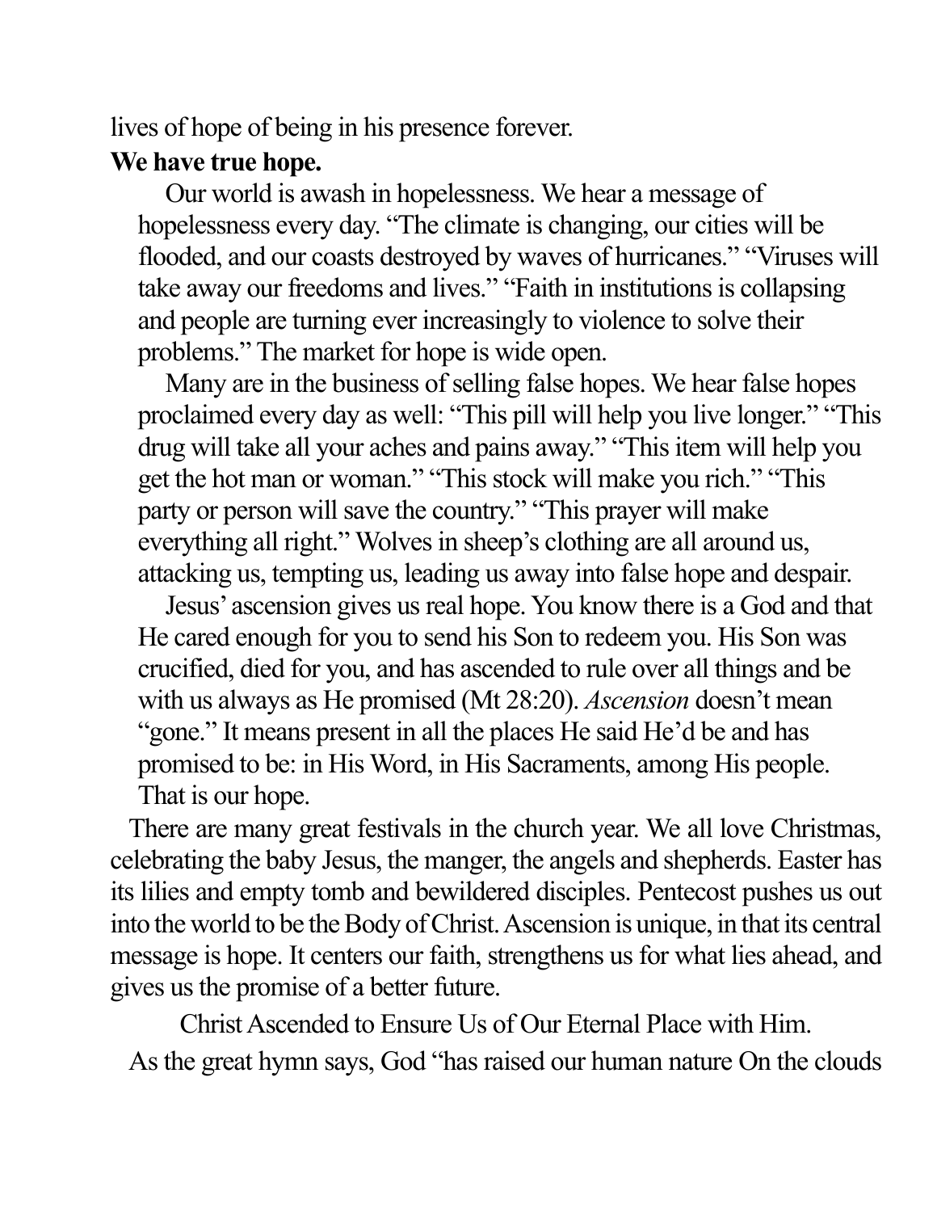lives of hope of being in his presence forever.

**We have true hope.**

Our world is awash in hopelessness. We hear a message of hopelessness every day. "The climate is changing, our cities will be flooded, and our coasts destroyed by waves of hurricanes." "Viruses will take away our freedoms and lives." "Faith in institutions is collapsing and people are turning ever increasingly to violence to solve their problems." The market for hope is wide open.

Many are in the business of selling false hopes. We hear false hopes proclaimed every day as well: "This pill will help you live longer." "This drug will take all your aches and pains away." "This item will help you get the hot man or woman." "This stock will make you rich." "This party or person will save the country." "This prayer will make everything all right." Wolves in sheep's clothing are all around us, attacking us, tempting us, leading us away into false hope and despair.

Jesus' ascension gives us real hope. You know there is a God and that He cared enough for you to send his Son to redeem you. His Son was crucified, died for you, and has ascended to rule over all things and be with us always as He promised (Mt 28:20). *Ascension* doesn't mean "gone." It means present in all the places He said He'd be and has promised to be: in His Word, in His Sacraments, among His people. That is our hope.

There are many great festivals in the church year. We all love Christmas, celebrating the baby Jesus, the manger, the angels and shepherds. Easter has its lilies and empty tomb and bewildered disciples. Pentecost pushes us out into the world to be the Body of Christ. Ascension is unique, in that its central message is hope. It centers our faith, strengthens us for what lies ahead, and gives us the promise of a better future.

Christ Ascended to Ensure Us of Our Eternal Place with Him.

As the great hymn says, God "has raised our human nature On the clouds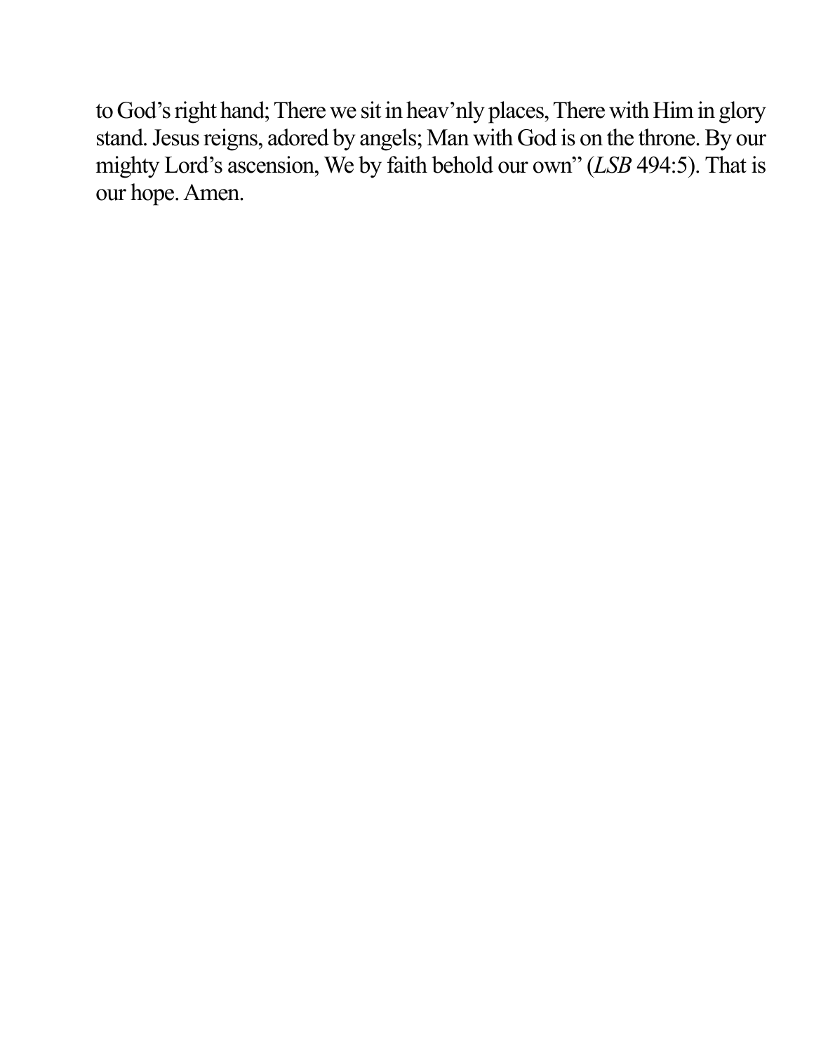to God's right hand; There we sit in heav'nly places, There with Him in glory stand. Jesus reigns, adored by angels; Man with God is on the throne. By our mighty Lord's ascension, We by faith behold our own" (*LSB* 494:5). That is our hope. Amen.